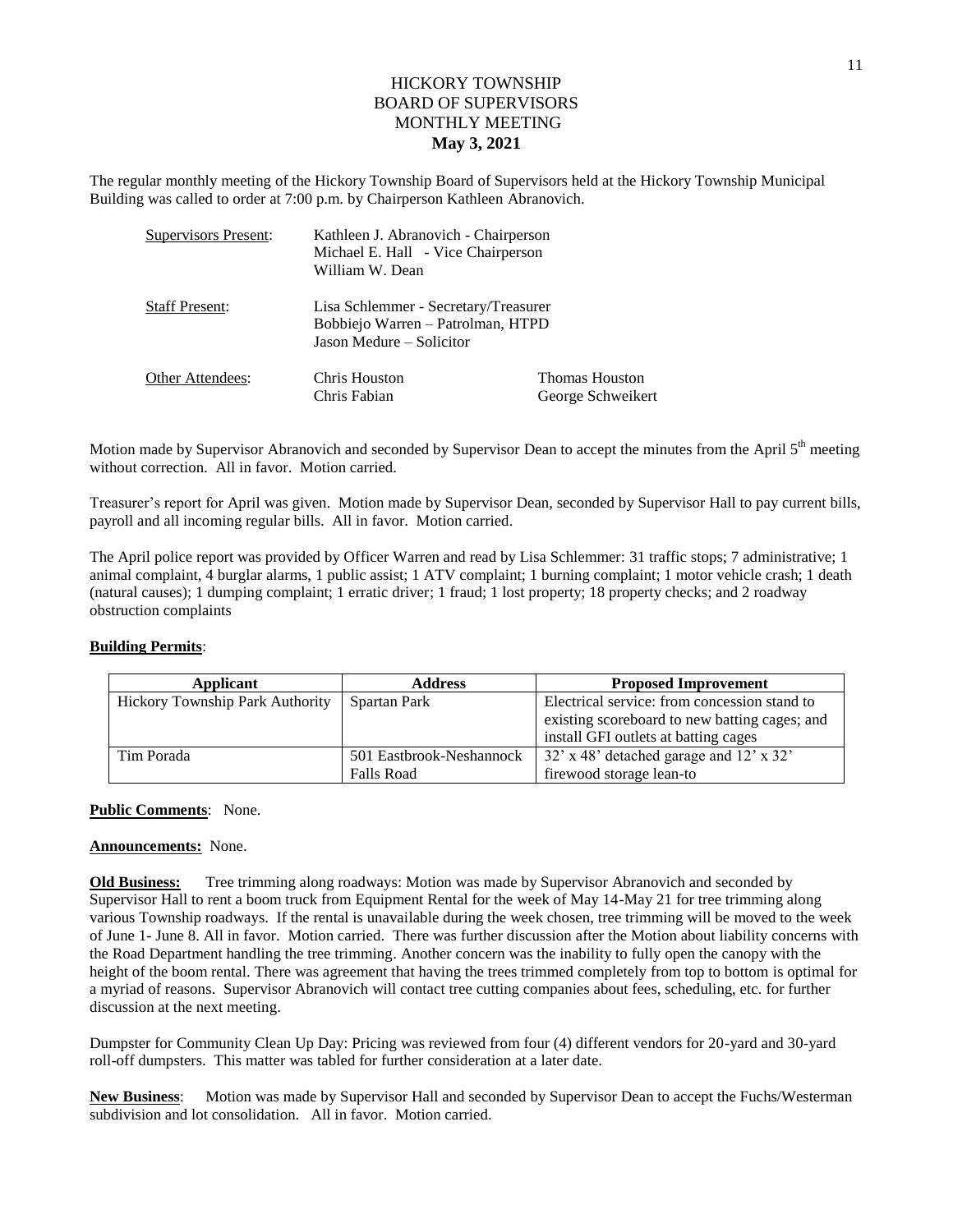# HICKORY TOWNSHIP
# BOARD OF SUPERVISORS
# MONTHLY MEETING
# May 3, 2021

The regular monthly meeting of the Hickory Township Board of Supervisors held at the Hickory Township Municipal Building was called to order at 7:00 p.m. by Chairperson Kathleen Abranovich.

| | | |
|---|---|---|
| Supervisors Present: | Kathleen J. Abranovich - Chairperson<br>Michael E. Hall - Vice Chairperson<br>William W. Dean | |
| Staff Present: | Lisa Schlemmer - Secretary/Treasurer<br>Bobbiejo Warren – Patrolman, HTPD<br>Jason Medure – Solicitor | |
| Other Attendees: | Chris Houston<br>Chris Fabian | Thomas Houston<br>George Schweikert |

Motion made by Supervisor Abranovich and seconded by Supervisor Dean to accept the minutes from the April 5th meeting without correction. All in favor. Motion carried.

Treasurer's report for April was given. Motion made by Supervisor Dean, seconded by Supervisor Hall to pay current bills, payroll and all incoming regular bills. All in favor. Motion carried.

The April police report was provided by Officer Warren and read by Lisa Schlemmer: 31 traffic stops; 7 administrative; 1 animal complaint, 4 burglar alarms, 1 public assist; 1 ATV complaint; 1 burning complaint; 1 motor vehicle crash; 1 death (natural causes); 1 dumping complaint; 1 erratic driver; 1 fraud; 1 lost property; 18 property checks; and 2 roadway obstruction complaints

**Building Permits**:

| Applicant | Address | Proposed Improvement |
|---|---|---|
| Hickory Township Park Authority | Spartan Park | Electrical service: from concession stand to existing scoreboard to new batting cages; and install GFI outlets at batting cages |
| Tim Porada | 501 Eastbrook-Neshannock Falls Road | 32' x 48' detached garage and 12' x 32' firewood storage lean-to |

**Public Comments**: None.

**Announcements:** None.

**Old Business:** Tree trimming along roadways: Motion was made by Supervisor Abranovich and seconded by Supervisor Hall to rent a boom truck from Equipment Rental for the week of May 14-May 21 for tree trimming along various Township roadways. If the rental is unavailable during the week chosen, tree trimming will be moved to the week of June 1- June 8. All in favor. Motion carried. There was further discussion after the Motion about liability concerns with the Road Department handling the tree trimming. Another concern was the inability to fully open the canopy with the height of the boom rental. There was agreement that having the trees trimmed completely from top to bottom is optimal for a myriad of reasons. Supervisor Abranovich will contact tree cutting companies about fees, scheduling, etc. for further discussion at the next meeting.

Dumpster for Community Clean Up Day: Pricing was reviewed from four (4) different vendors for 20-yard and 30-yard roll-off dumpsters. This matter was tabled for further consideration at a later date.

**New Business**: Motion was made by Supervisor Hall and seconded by Supervisor Dean to accept the Fuchs/Westerman subdivision and lot consolidation. All in favor. Motion carried.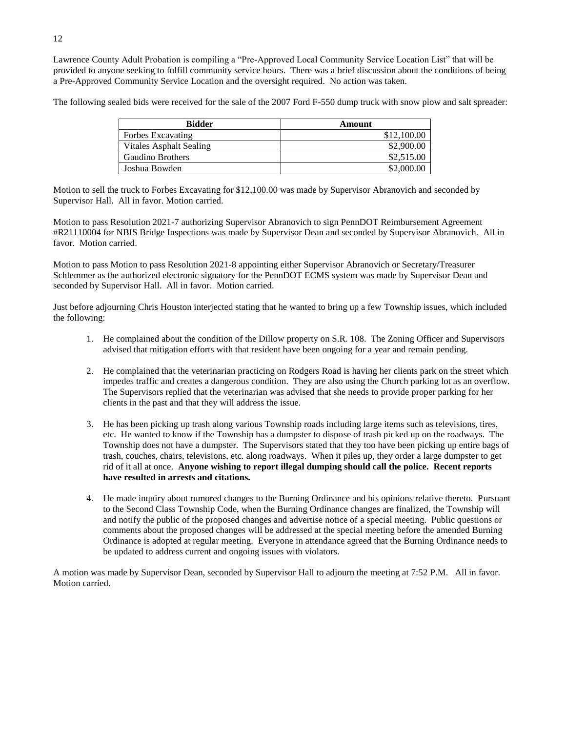Lawrence County Adult Probation is compiling a "Pre-Approved Local Community Service Location List" that will be provided to anyone seeking to fulfill community service hours. There was a brief discussion about the conditions of being a Pre-Approved Community Service Location and the oversight required. No action was taken.

The following sealed bids were received for the sale of the 2007 Ford F-550 dump truck with snow plow and salt spreader:

| Bidder | Amount |
|---|---:|
| Forbes Excavating | $12,100.00 |
| Vitales Asphalt Sealing | $2,900.00 |
| Gaudino Brothers | $2,515.00 |
| Joshua Bowden | $2,000.00 |

Motion to sell the truck to Forbes Excavating for $12,100.00 was made by Supervisor Abranovich and seconded by Supervisor Hall. All in favor. Motion carried.

Motion to pass Resolution 2021-7 authorizing Supervisor Abranovich to sign PennDOT Reimbursement Agreement #R21110004 for NBIS Bridge Inspections was made by Supervisor Dean and seconded by Supervisor Abranovich. All in favor. Motion carried.

Motion to pass Motion to pass Resolution 2021-8 appointing either Supervisor Abranovich or Secretary/Treasurer Schlemmer as the authorized electronic signatory for the PennDOT ECMS system was made by Supervisor Dean and seconded by Supervisor Hall. All in favor. Motion carried.

Just before adjourning Chris Houston interjected stating that he wanted to bring up a few Township issues, which included the following:

1. He complained about the condition of the Dillow property on S.R. 108. The Zoning Officer and Supervisors advised that mitigation efforts with that resident have been ongoing for a year and remain pending.

2. He complained that the veterinarian practicing on Rodgers Road is having her clients park on the street which impedes traffic and creates a dangerous condition. They are also using the Church parking lot as an overflow. The Supervisors replied that the veterinarian was advised that she needs to provide proper parking for her clients in the past and that they will address the issue.

3. He has been picking up trash along various Township roads including large items such as televisions, tires, etc. He wanted to know if the Township has a dumpster to dispose of trash picked up on the roadways. The Township does not have a dumpster. The Supervisors stated that they too have been picking up entire bags of trash, couches, chairs, televisions, etc. along roadways. When it piles up, they order a large dumpster to get rid of it all at once. **Anyone wishing to report illegal dumping should call the police. Recent reports have resulted in arrests and citations.**

4. He made inquiry about rumored changes to the Burning Ordinance and his opinions relative thereto. Pursuant to the Second Class Township Code, when the Burning Ordinance changes are finalized, the Township will and notify the public of the proposed changes and advertise notice of a special meeting. Public questions or comments about the proposed changes will be addressed at the special meeting before the amended Burning Ordinance is adopted at regular meeting. Everyone in attendance agreed that the Burning Ordinance needs to be updated to address current and ongoing issues with violators.

A motion was made by Supervisor Dean, seconded by Supervisor Hall to adjourn the meeting at 7:52 P.M. All in favor. Motion carried.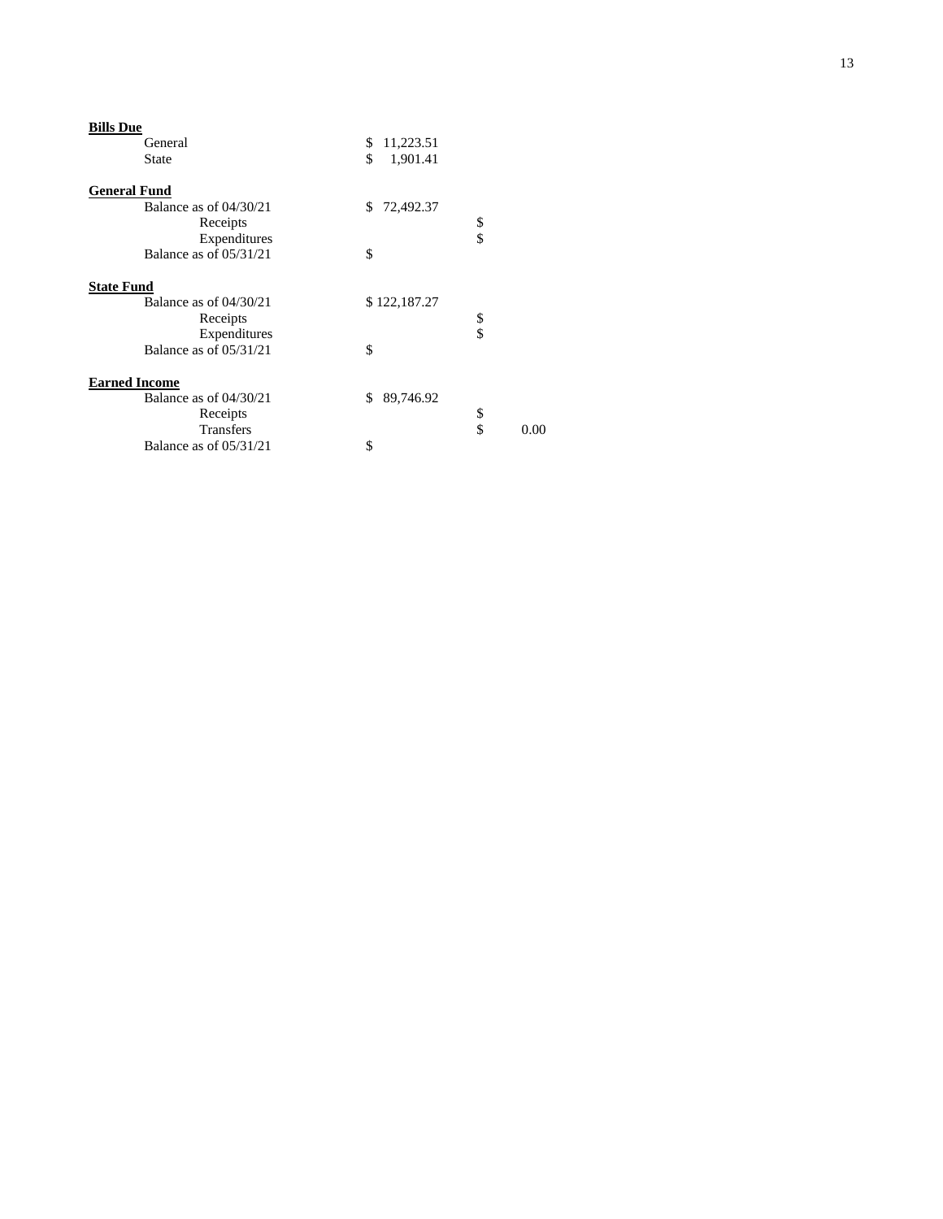**Bills Due**

| | | | |
|---|---|---|---|
| General | $ 11,223.51 | | |
| State | $ 1,901.41 | | |

**General Fund**

| | | | |
|---|---|---|---|
| Balance as of 04/30/21 | $ 72,492.37 | | |
| Receipts | | $ | |
| Expenditures | | $ | |
| Balance as of 05/31/21 | $ | | |

**State Fund**

| | | | |
|---|---|---|---|
| Balance as of 04/30/21 | $ 122,187.27 | | |
| Receipts | | $ | |
| Expenditures | | $ | |
| Balance as of 05/31/21 | $ | | |

**Earned Income**

| | | | |
|---|---|---|---|
| Balance as of 04/30/21 | $ 89,746.92 | | |
| Receipts | | $ | |
| Transfers | | $ | 0.00 |
| Balance as of 05/31/21 | $ | | |